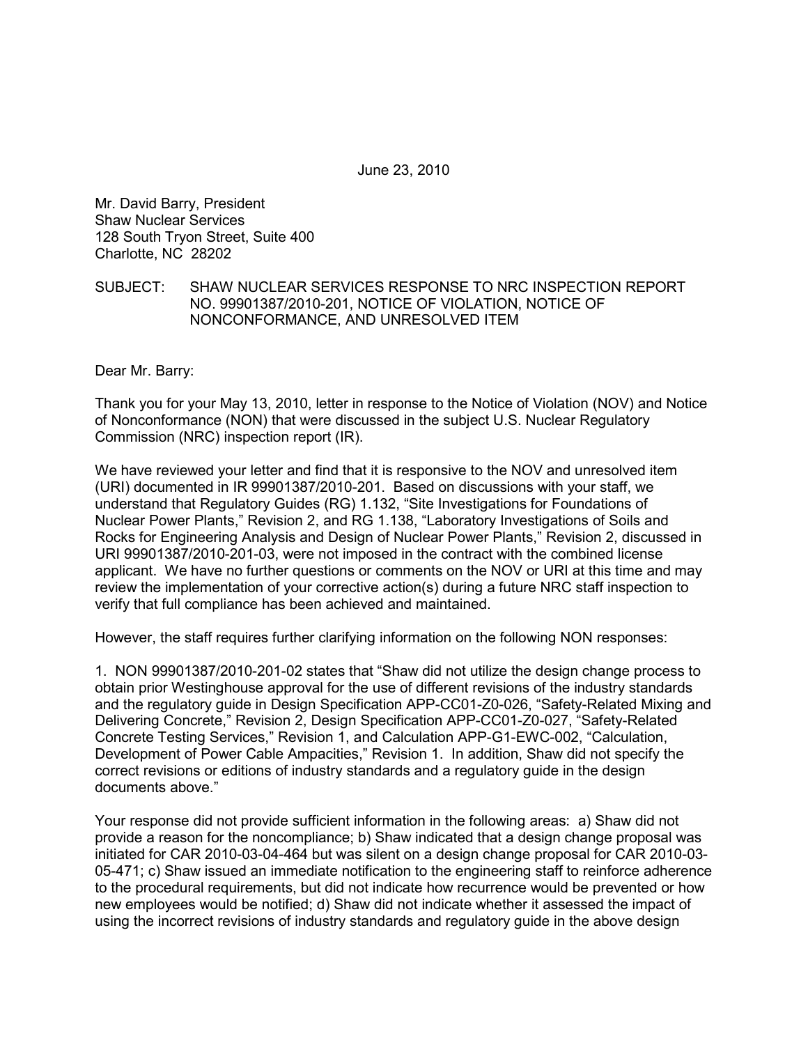June 23, 2010

Mr. David Barry, President
Shaw Nuclear Services
128 South Tryon Street, Suite 400
Charlotte, NC 28202

SUBJECT: SHAW NUCLEAR SERVICES RESPONSE TO NRC INSPECTION REPORT NO. 99901387/2010-201, NOTICE OF VIOLATION, NOTICE OF NONCONFORMANCE, AND UNRESOLVED ITEM

Dear Mr. Barry:

Thank you for your May 13, 2010, letter in response to the Notice of Violation (NOV) and Notice of Nonconformance (NON) that were discussed in the subject U.S. Nuclear Regulatory Commission (NRC) inspection report (IR).

We have reviewed your letter and find that it is responsive to the NOV and unresolved item (URI) documented in IR 99901387/2010-201. Based on discussions with your staff, we understand that Regulatory Guides (RG) 1.132, "Site Investigations for Foundations of Nuclear Power Plants," Revision 2, and RG 1.138, "Laboratory Investigations of Soils and Rocks for Engineering Analysis and Design of Nuclear Power Plants," Revision 2, discussed in URI 99901387/2010-201-03, were not imposed in the contract with the combined license applicant. We have no further questions or comments on the NOV or URI at this time and may review the implementation of your corrective action(s) during a future NRC staff inspection to verify that full compliance has been achieved and maintained.

However, the staff requires further clarifying information on the following NON responses:

1. NON 99901387/2010-201-02 states that "Shaw did not utilize the design change process to obtain prior Westinghouse approval for the use of different revisions of the industry standards and the regulatory guide in Design Specification APP-CC01-Z0-026, "Safety-Related Mixing and Delivering Concrete," Revision 2, Design Specification APP-CC01-Z0-027, "Safety-Related Concrete Testing Services," Revision 1, and Calculation APP-G1-EWC-002, "Calculation, Development of Power Cable Ampacities," Revision 1. In addition, Shaw did not specify the correct revisions or editions of industry standards and a regulatory guide in the design documents above."

Your response did not provide sufficient information in the following areas: a) Shaw did not provide a reason for the noncompliance; b) Shaw indicated that a design change proposal was initiated for CAR 2010-03-04-464 but was silent on a design change proposal for CAR 2010-03-05-471; c) Shaw issued an immediate notification to the engineering staff to reinforce adherence to the procedural requirements, but did not indicate how recurrence would be prevented or how new employees would be notified; d) Shaw did not indicate whether it assessed the impact of using the incorrect revisions of industry standards and regulatory guide in the above design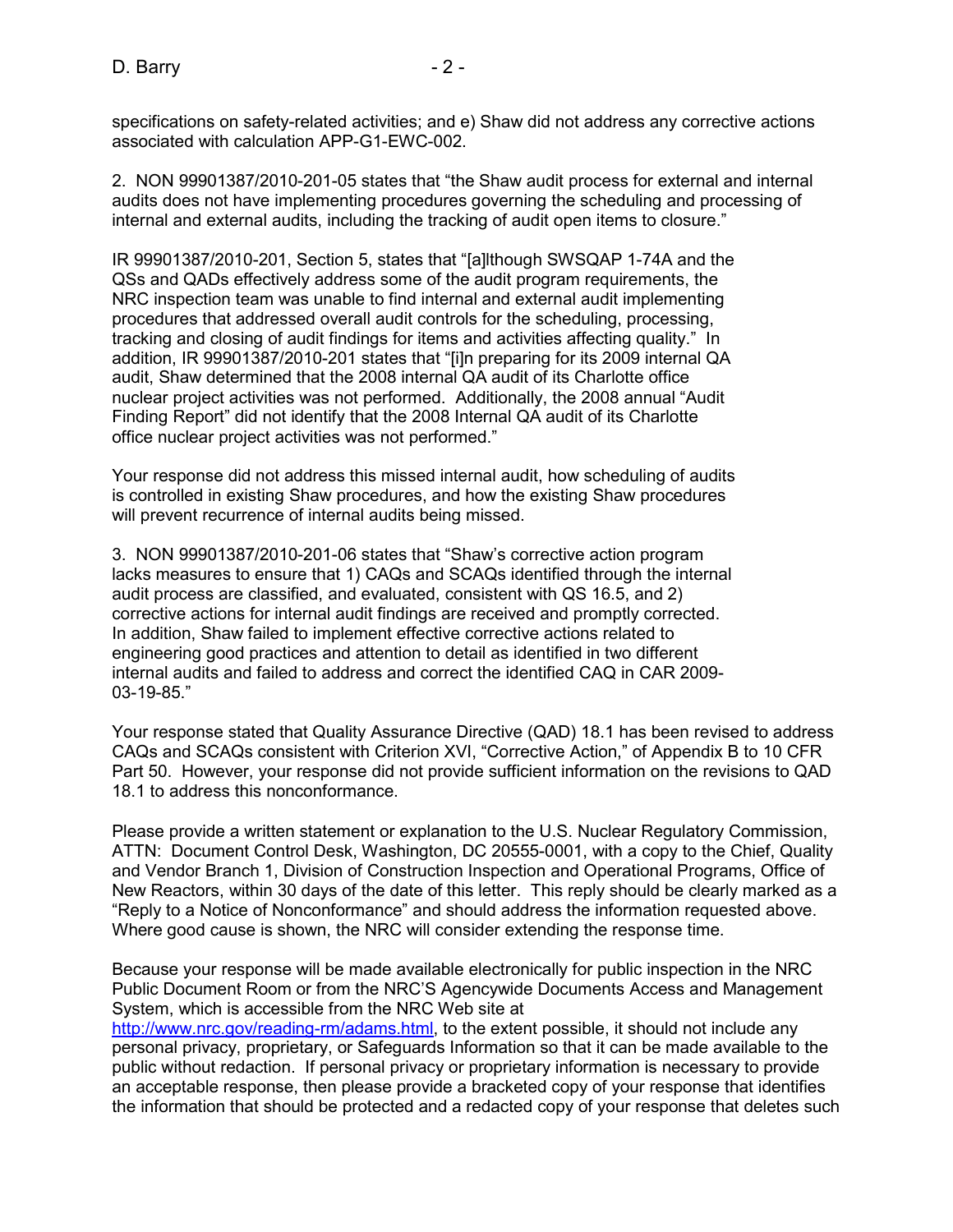specifications on safety-related activities; and e) Shaw did not address any corrective actions associated with calculation APP-G1-EWC-002.

2. NON 99901387/2010-201-05 states that "the Shaw audit process for external and internal audits does not have implementing procedures governing the scheduling and processing of internal and external audits, including the tracking of audit open items to closure."

IR 99901387/2010-201, Section 5, states that "[a]lthough SWSQAP 1-74A and the QSs and QADs effectively address some of the audit program requirements, the NRC inspection team was unable to find internal and external audit implementing procedures that addressed overall audit controls for the scheduling, processing, tracking and closing of audit findings for items and activities affecting quality." In addition, IR 99901387/2010-201 states that "[i]n preparing for its 2009 internal QA audit, Shaw determined that the 2008 internal QA audit of its Charlotte office nuclear project activities was not performed. Additionally, the 2008 annual "Audit Finding Report" did not identify that the 2008 Internal QA audit of its Charlotte office nuclear project activities was not performed."

Your response did not address this missed internal audit, how scheduling of audits is controlled in existing Shaw procedures, and how the existing Shaw procedures will prevent recurrence of internal audits being missed.

3. NON 99901387/2010-201-06 states that "Shaw's corrective action program lacks measures to ensure that 1) CAQs and SCAQs identified through the internal audit process are classified, and evaluated, consistent with QS 16.5, and 2) corrective actions for internal audit findings are received and promptly corrected. In addition, Shaw failed to implement effective corrective actions related to engineering good practices and attention to detail as identified in two different internal audits and failed to address and correct the identified CAQ in CAR 2009-03-19-85."

Your response stated that Quality Assurance Directive (QAD) 18.1 has been revised to address CAQs and SCAQs consistent with Criterion XVI, "Corrective Action," of Appendix B to 10 CFR Part 50. However, your response did not provide sufficient information on the revisions to QAD 18.1 to address this nonconformance.

Please provide a written statement or explanation to the U.S. Nuclear Regulatory Commission, ATTN: Document Control Desk, Washington, DC 20555-0001, with a copy to the Chief, Quality and Vendor Branch 1, Division of Construction Inspection and Operational Programs, Office of New Reactors, within 30 days of the date of this letter. This reply should be clearly marked as a "Reply to a Notice of Nonconformance" and should address the information requested above. Where good cause is shown, the NRC will consider extending the response time.

Because your response will be made available electronically for public inspection in the NRC Public Document Room or from the NRC'S Agencywide Documents Access and Management System, which is accessible from the NRC Web site at http://www.nrc.gov/reading-rm/adams.html, to the extent possible, it should not include any personal privacy, proprietary, or Safeguards Information so that it can be made available to the public without redaction. If personal privacy or proprietary information is necessary to provide an acceptable response, then please provide a bracketed copy of your response that identifies the information that should be protected and a redacted copy of your response that deletes such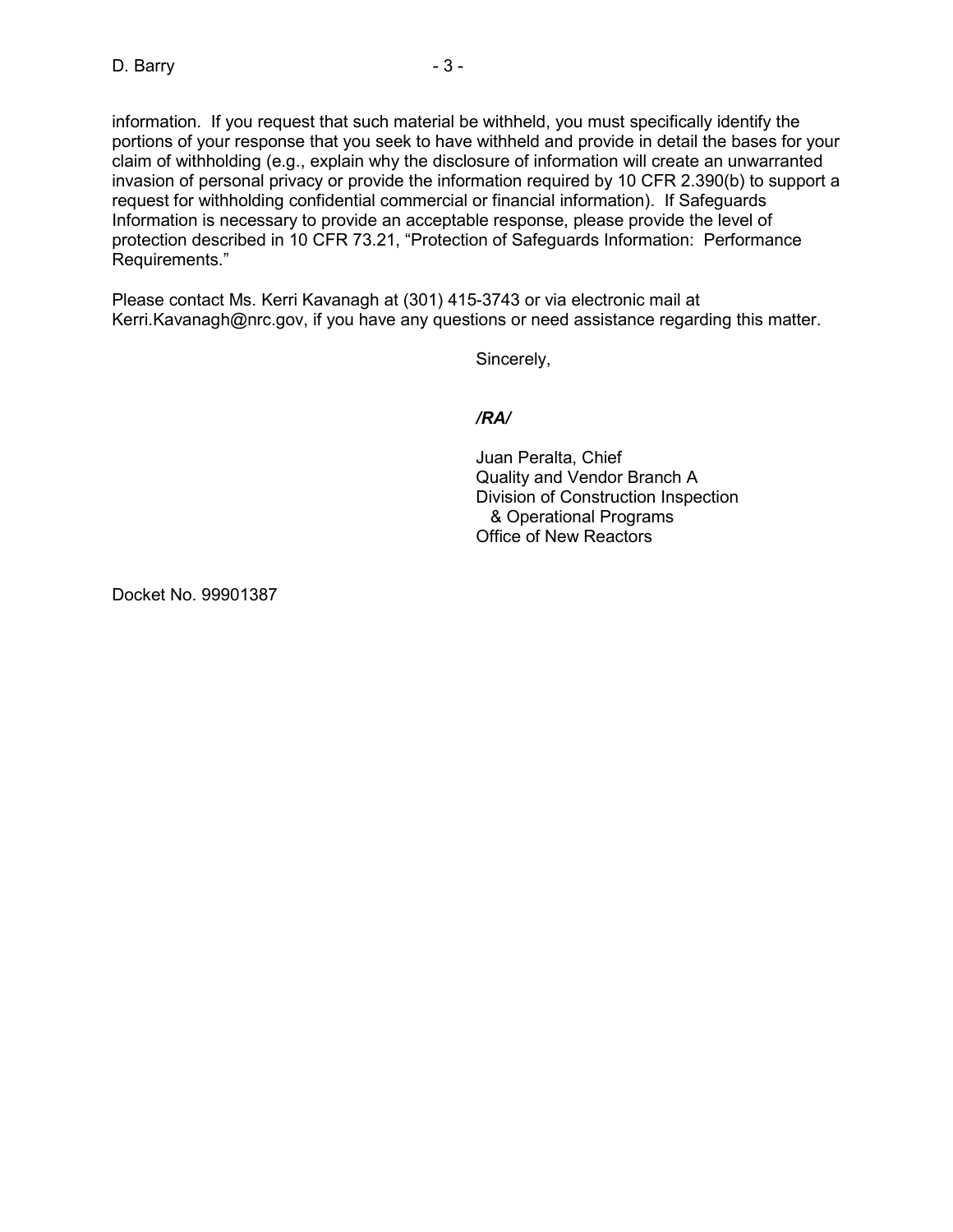information. If you request that such material be withheld, you must specifically identify the portions of your response that you seek to have withheld and provide in detail the bases for your claim of withholding (e.g., explain why the disclosure of information will create an unwarranted invasion of personal privacy or provide the information required by 10 CFR 2.390(b) to support a request for withholding confidential commercial or financial information). If Safeguards Information is necessary to provide an acceptable response, please provide the level of protection described in 10 CFR 73.21, "Protection of Safeguards Information: Performance Requirements."

Please contact Ms. Kerri Kavanagh at (301) 415-3743 or via electronic mail at Kerri.Kavanagh@nrc.gov, if you have any questions or need assistance regarding this matter.

Sincerely,

***/RA/***

Juan Peralta, Chief
Quality and Vendor Branch A
Division of Construction Inspection
& Operational Programs
Office of New Reactors

Docket No. 99901387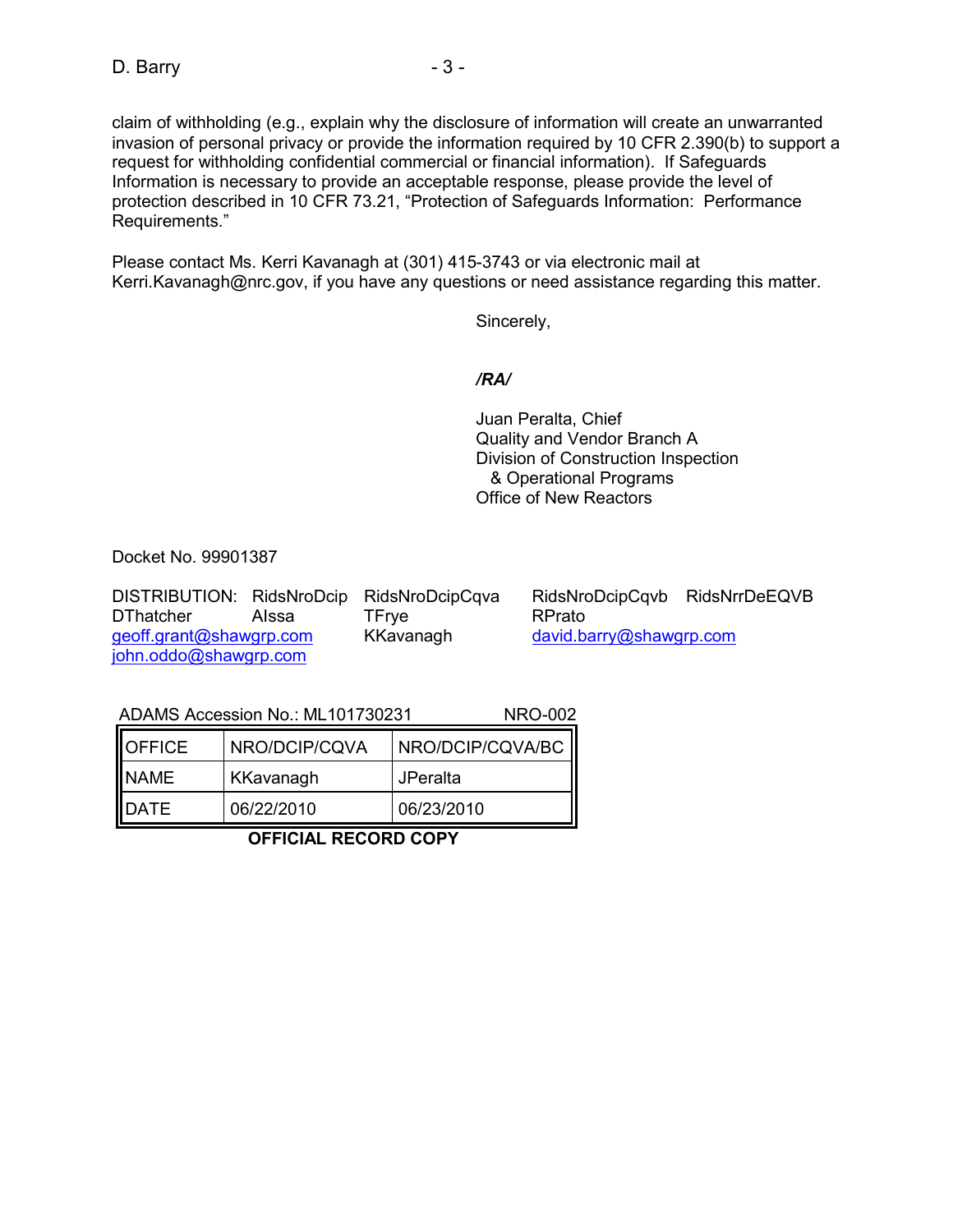claim of withholding (e.g., explain why the disclosure of information will create an unwarranted invasion of personal privacy or provide the information required by 10 CFR 2.390(b) to support a request for withholding confidential commercial or financial information). If Safeguards Information is necessary to provide an acceptable response, please provide the level of protection described in 10 CFR 73.21, "Protection of Safeguards Information: Performance Requirements."

Please contact Ms. Kerri Kavanagh at (301) 415-3743 or via electronic mail at Kerri.Kavanagh@nrc.gov, if you have any questions or need assistance regarding this matter.

Sincerely,

*/RA/*

Juan Peralta, Chief
Quality and Vendor Branch A
Division of Construction Inspection
& Operational Programs
Office of New Reactors

Docket No. 99901387

DISTRIBUTION: RidsNroDcip RidsNroDcipCqva RidsNroDcipCqvb RidsNrrDeEQVB
DThatcher AIssa TFrye RPrato
geoff.grant@shawgrp.com KKavanagh david.barry@shawgrp.com
john.oddo@shawgrp.com

ADAMS Accession No.: ML101730231 NRO-002

| | | |
|---|---|---|
| OFFICE | NRO/DCIP/CQVA | NRO/DCIP/CQVA/BC |
| NAME | KKavanagh | JPeralta |
| DATE | 06/22/2010 | 06/23/2010 |

**OFFICIAL RECORD COPY**